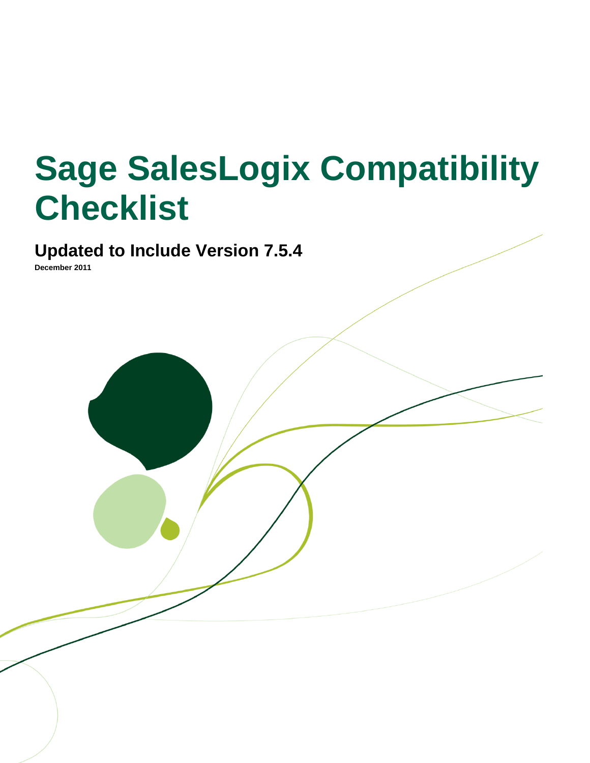# Sage SalesLogix Compatibility Checklist

## Updated to Include Version 7.5.4

**December 2011**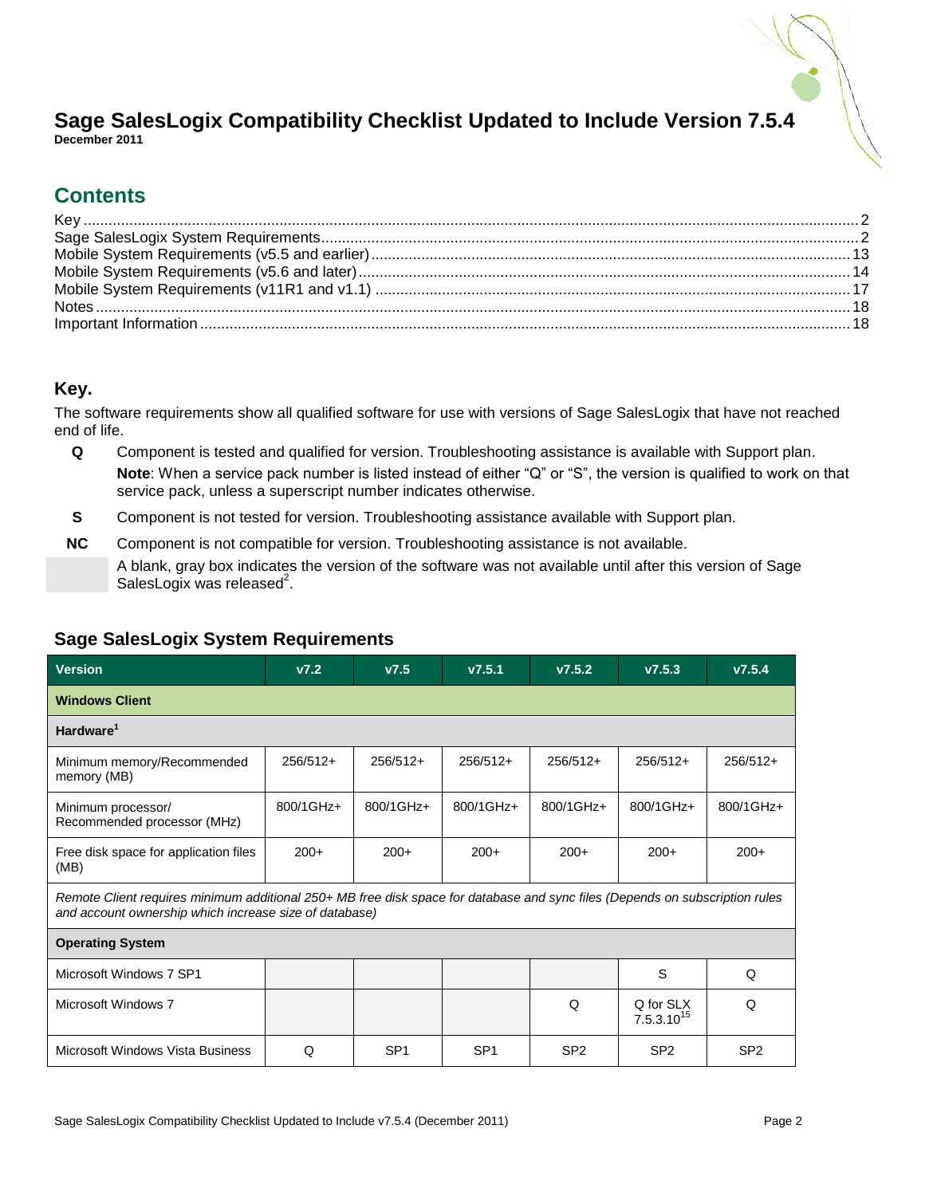# Sage SalesLogix Compatibility Checklist Updated to Include Version 7.5.4

**December 2011**

## Contents

Key ..... 2
Sage SalesLogix System Requirements ..... 2
Mobile System Requirements (v5.5 and earlier) ..... 13
Mobile System Requirements (v5.6 and later) ..... 14
Mobile System Requirements (v11R1 and v1.1) ..... 17
Notes ..... 18
Important Information ..... 18

### Key.

The software requirements show all qualified software for use with versions of Sage SalesLogix that have not reached end of life.

- **Q** Component is tested and qualified for version. Troubleshooting assistance is available with Support plan.
  **Note**: When a service pack number is listed instead of either "Q" or "S", the version is qualified to work on that service pack, unless a superscript number indicates otherwise.
- **S** Component is not tested for version. Troubleshooting assistance available with Support plan.
- **NC** Component is not compatible for version. Troubleshooting assistance is not available.
- (blank, gray box) A blank, gray box indicates the version of the software was not available until after this version of Sage SalesLogix was released[2].

### Sage SalesLogix System Requirements

| Version | v7.2 | v7.5 | v7.5.1 | v7.5.2 | v7.5.3 | v7.5.4 |
|---|---|---|---|---|---|---|
| **Windows Client** | | | | | | |
| **Hardware[1]** | | | | | | |
| Minimum memory/Recommended memory (MB) | 256/512+ | 256/512+ | 256/512+ | 256/512+ | 256/512+ | 256/512+ |
| Minimum processor/ Recommended processor (MHz) | 800/1GHz+ | 800/1GHz+ | 800/1GHz+ | 800/1GHz+ | 800/1GHz+ | 800/1GHz+ |
| Free disk space for application files (MB) | 200+ | 200+ | 200+ | 200+ | 200+ | 200+ |
| *Remote Client requires minimum additional 250+ MB free disk space for database and sync files (Depends on subscription rules and account ownership which increase size of database)* | | | | | | |
| **Operating System** | | | | | | |
| Microsoft Windows 7 SP1 | | | | | S | Q |
| Microsoft Windows 7 | | | | Q | Q for SLX 7.5.3.10[15] | Q |
| Microsoft Windows Vista Business | Q | SP1 | SP1 | SP2 | SP2 | SP2 |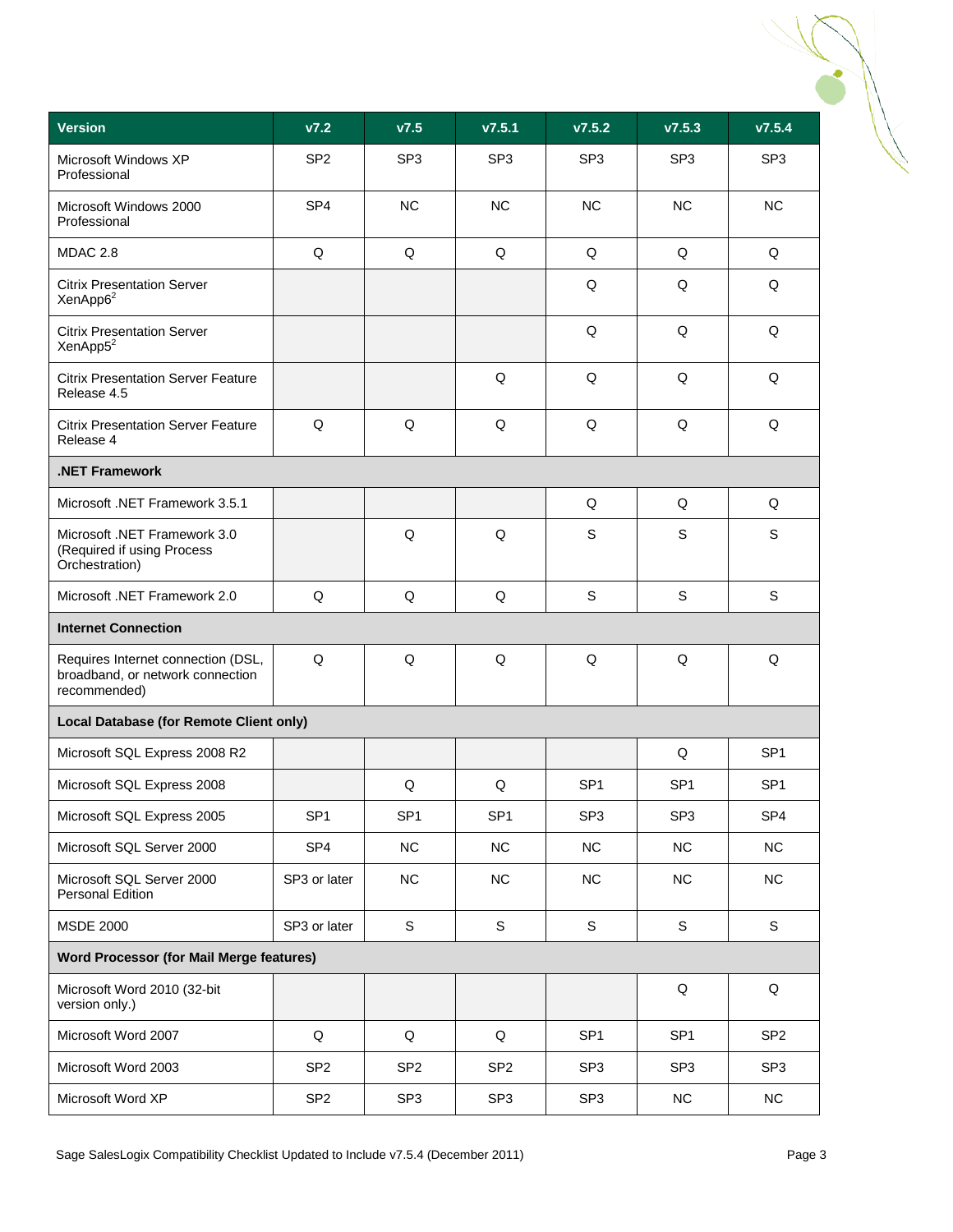| Version | v7.2 | v7.5 | v7.5.1 | v7.5.2 | v7.5.3 | v7.5.4 |
|---|---|---|---|---|---|---|
| Microsoft Windows XP Professional | SP2 | SP3 | SP3 | SP3 | SP3 | SP3 |
| Microsoft Windows 2000 Professional | SP4 | NC | NC | NC | NC | NC |
| MDAC 2.8 | Q | Q | Q | Q | Q | Q |
| Citrix Presentation Server XenApp6[2] | | | | Q | Q | Q |
| Citrix Presentation Server XenApp5[2] | | | | Q | Q | Q |
| Citrix Presentation Server Feature Release 4.5 | | | Q | Q | Q | Q |
| Citrix Presentation Server Feature Release 4 | Q | Q | Q | Q | Q | Q |
| **.NET Framework** | | | | | | |
| Microsoft .NET Framework 3.5.1 | | | | Q | Q | Q |
| Microsoft .NET Framework 3.0 (Required if using Process Orchestration) | | Q | Q | S | S | S |
| Microsoft .NET Framework 2.0 | Q | Q | Q | S | S | S |
| **Internet Connection** | | | | | | |
| Requires Internet connection (DSL, broadband, or network connection recommended) | Q | Q | Q | Q | Q | Q |
| **Local Database (for Remote Client only)** | | | | | | |
| Microsoft SQL Express 2008 R2 | | | | | Q | SP1 |
| Microsoft SQL Express 2008 | | Q | Q | SP1 | SP1 | SP1 |
| Microsoft SQL Express 2005 | SP1 | SP1 | SP1 | SP3 | SP3 | SP4 |
| Microsoft SQL Server 2000 | SP4 | NC | NC | NC | NC | NC |
| Microsoft SQL Server 2000 Personal Edition | SP3 or later | NC | NC | NC | NC | NC |
| MSDE 2000 | SP3 or later | S | S | S | S | S |
| **Word Processor (for Mail Merge features)** | | | | | | |
| Microsoft Word 2010 (32-bit version only.) | | | | | Q | Q |
| Microsoft Word 2007 | Q | Q | Q | SP1 | SP1 | SP2 |
| Microsoft Word 2003 | SP2 | SP2 | SP2 | SP3 | SP3 | SP3 |
| Microsoft Word XP | SP2 | SP3 | SP3 | SP3 | NC | NC |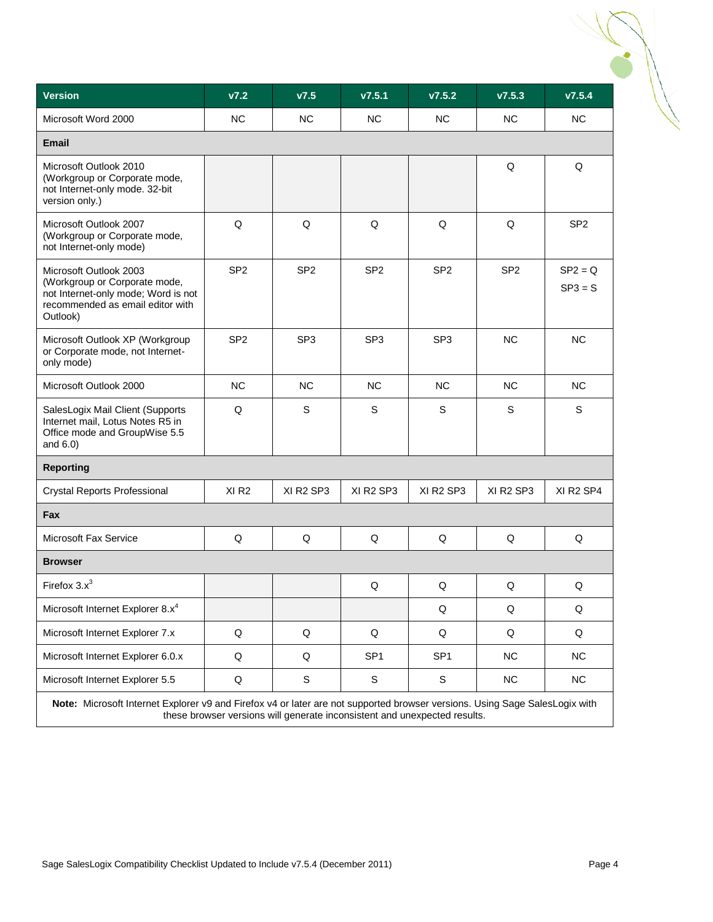| Version | v7.2 | v7.5 | v7.5.1 | v7.5.2 | v7.5.3 | v7.5.4 |
|---|---|---|---|---|---|---|
| Microsoft Word 2000 | NC | NC | NC | NC | NC | NC |
| **Email** | | | | | | |
| Microsoft Outlook 2010 (Workgroup or Corporate mode, not Internet-only mode. 32-bit version only.) | | | | | Q | Q |
| Microsoft Outlook 2007 (Workgroup or Corporate mode, not Internet-only mode) | Q | Q | Q | Q | Q | SP2 |
| Microsoft Outlook 2003 (Workgroup or Corporate mode, not Internet-only mode; Word is not recommended as email editor with Outlook) | SP2 | SP2 | SP2 | SP2 | SP2 | SP2 = Q SP3 = S |
| Microsoft Outlook XP (Workgroup or Corporate mode, not Internet-only mode) | SP2 | SP3 | SP3 | SP3 | NC | NC |
| Microsoft Outlook 2000 | NC | NC | NC | NC | NC | NC |
| SalesLogix Mail Client (Supports Internet mail, Lotus Notes R5 in Office mode and GroupWise 5.5 and 6.0) | Q | S | S | S | S | S |
| **Reporting** | | | | | | |
| Crystal Reports Professional | XI R2 | XI R2 SP3 | XI R2 SP3 | XI R2 SP3 | XI R2 SP3 | XI R2 SP4 |
| **Fax** | | | | | | |
| Microsoft Fax Service | Q | Q | Q | Q | Q | Q |
| **Browser** | | | | | | |
| Firefox 3.x[3] | | | Q | Q | Q | Q |
| Microsoft Internet Explorer 8.x[4] | | | | Q | Q | Q |
| Microsoft Internet Explorer 7.x | Q | Q | Q | Q | Q | Q |
| Microsoft Internet Explorer 6.0.x | Q | Q | SP1 | SP1 | NC | NC |
| Microsoft Internet Explorer 5.5 | Q | S | S | S | NC | NC |

**Note:** Microsoft Internet Explorer v9 and Firefox v4 or later are not supported browser versions. Using Sage SalesLogix with these browser versions will generate inconsistent and unexpected results.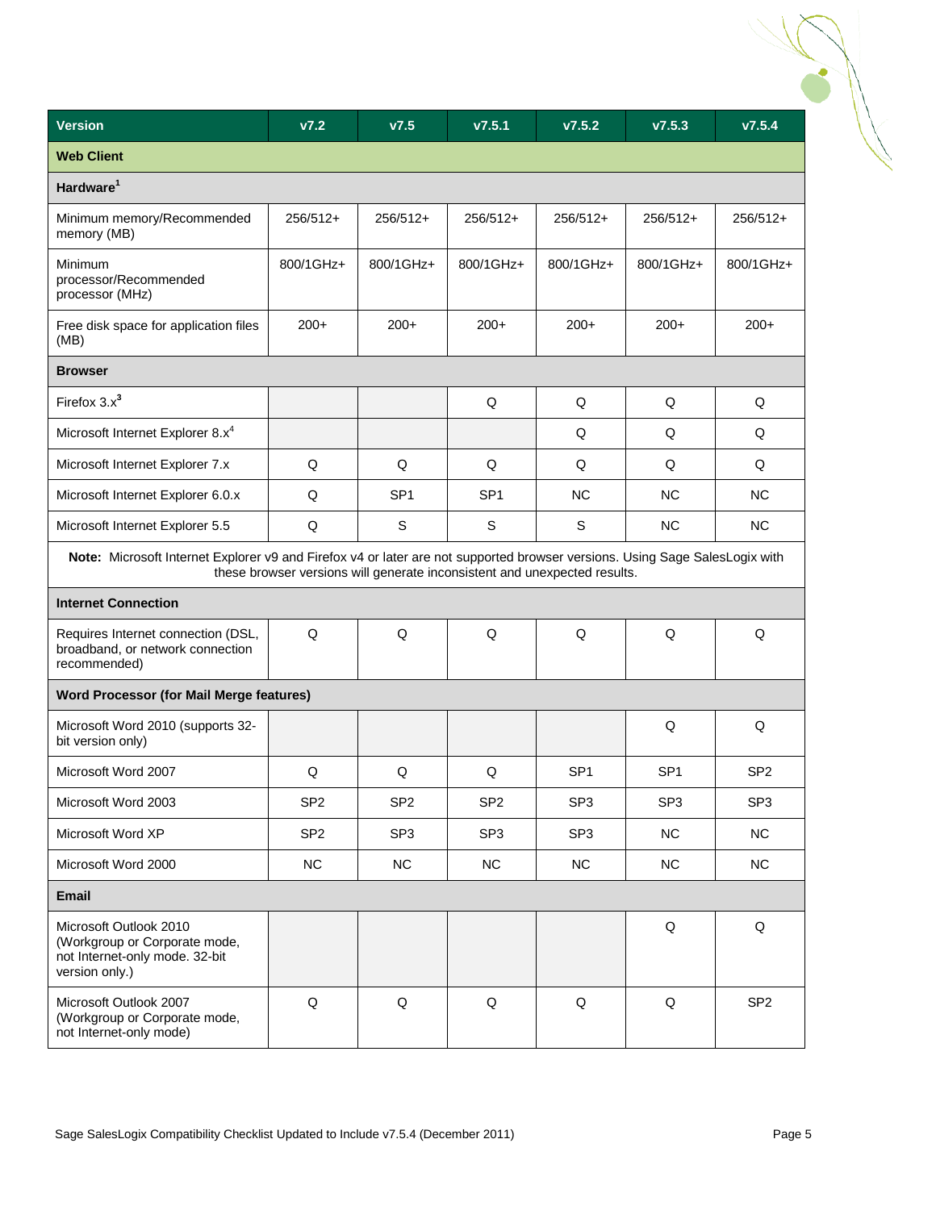| Version | v7.2 | v7.5 | v7.5.1 | v7.5.2 | v7.5.3 | v7.5.4 |
|---|---|---|---|---|---|---|
| **Web Client** | | | | | | |
| **Hardware[1]** | | | | | | |
| Minimum memory/Recommended memory (MB) | 256/512+ | 256/512+ | 256/512+ | 256/512+ | 256/512+ | 256/512+ |
| Minimum processor/Recommended processor (MHz) | 800/1GHz+ | 800/1GHz+ | 800/1GHz+ | 800/1GHz+ | 800/1GHz+ | 800/1GHz+ |
| Free disk space for application files (MB) | 200+ | 200+ | 200+ | 200+ | 200+ | 200+ |
| **Browser** | | | | | | |
| Firefox 3.x[3] | | | Q | Q | Q | Q |
| Microsoft Internet Explorer 8.x[4] | | | | Q | Q | Q |
| Microsoft Internet Explorer 7.x | Q | Q | Q | Q | Q | Q |
| Microsoft Internet Explorer 6.0.x | Q | SP1 | SP1 | NC | NC | NC |
| Microsoft Internet Explorer 5.5 | Q | S | S | S | NC | NC |
| **Note:** Microsoft Internet Explorer v9 and Firefox v4 or later are not supported browser versions. Using Sage SalesLogix with these browser versions will generate inconsistent and unexpected results. | | | | | | |
| **Internet Connection** | | | | | | |
| Requires Internet connection (DSL, broadband, or network connection recommended) | Q | Q | Q | Q | Q | Q |
| **Word Processor (for Mail Merge features)** | | | | | | |
| Microsoft Word 2010 (supports 32-bit version only) | | | | | Q | Q |
| Microsoft Word 2007 | Q | Q | Q | SP1 | SP1 | SP2 |
| Microsoft Word 2003 | SP2 | SP2 | SP2 | SP3 | SP3 | SP3 |
| Microsoft Word XP | SP2 | SP3 | SP3 | SP3 | NC | NC |
| Microsoft Word 2000 | NC | NC | NC | NC | NC | NC |
| **Email** | | | | | | |
| Microsoft Outlook 2010 (Workgroup or Corporate mode, not Internet-only mode. 32-bit version only.) | | | | | Q | Q |
| Microsoft Outlook 2007 (Workgroup or Corporate mode, not Internet-only mode) | Q | Q | Q | Q | Q | SP2 |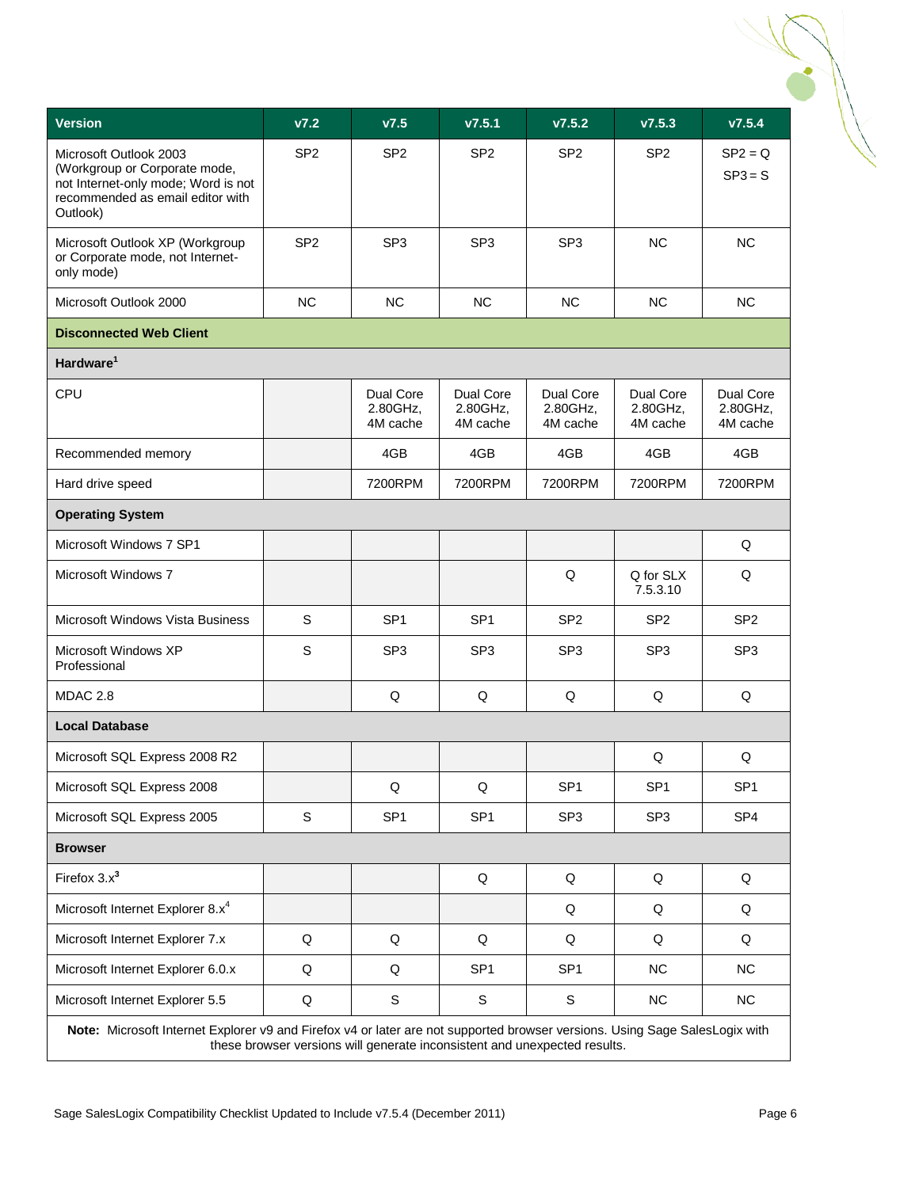| Version | v7.2 | v7.5 | v7.5.1 | v7.5.2 | v7.5.3 | v7.5.4 |
|---|---|---|---|---|---|---|
| Microsoft Outlook 2003 (Workgroup or Corporate mode, not Internet-only mode; Word is not recommended as email editor with Outlook) | SP2 | SP2 | SP2 | SP2 | SP2 | SP2 = Q SP3 = S |
| Microsoft Outlook XP (Workgroup or Corporate mode, not Internet-only mode) | SP2 | SP3 | SP3 | SP3 | NC | NC |
| Microsoft Outlook 2000 | NC | NC | NC | NC | NC | NC |
| **Disconnected Web Client** | | | | | | |
| **Hardware**[1] | | | | | | |
| CPU | | Dual Core 2.80GHz, 4M cache | Dual Core 2.80GHz, 4M cache | Dual Core 2.80GHz, 4M cache | Dual Core 2.80GHz, 4M cache | Dual Core 2.80GHz, 4M cache |
| Recommended memory | | 4GB | 4GB | 4GB | 4GB | 4GB |
| Hard drive speed | | 7200RPM | 7200RPM | 7200RPM | 7200RPM | 7200RPM |
| **Operating System** | | | | | | |
| Microsoft Windows 7 SP1 | | | | | | Q |
| Microsoft Windows 7 | | | | Q | Q for SLX 7.5.3.10 | Q |
| Microsoft Windows Vista Business | S | SP1 | SP1 | SP2 | SP2 | SP2 |
| Microsoft Windows XP Professional | S | SP3 | SP3 | SP3 | SP3 | SP3 |
| MDAC 2.8 | | Q | Q | Q | Q | Q |
| **Local Database** | | | | | | |
| Microsoft SQL Express 2008 R2 | | | | | Q | Q |
| Microsoft SQL Express 2008 | | Q | Q | SP1 | SP1 | SP1 |
| Microsoft SQL Express 2005 | S | SP1 | SP1 | SP3 | SP3 | SP4 |
| **Browser** | | | | | | |
| Firefox 3.x[3] | | | Q | Q | Q | Q |
| Microsoft Internet Explorer 8.x[4] | | | | Q | Q | Q |
| Microsoft Internet Explorer 7.x | Q | Q | Q | Q | Q | Q |
| Microsoft Internet Explorer 6.0.x | Q | Q | SP1 | SP1 | NC | NC |
| Microsoft Internet Explorer 5.5 | Q | S | S | S | NC | NC |

**Note:** Microsoft Internet Explorer v9 and Firefox v4 or later are not supported browser versions. Using Sage SalesLogix with these browser versions will generate inconsistent and unexpected results.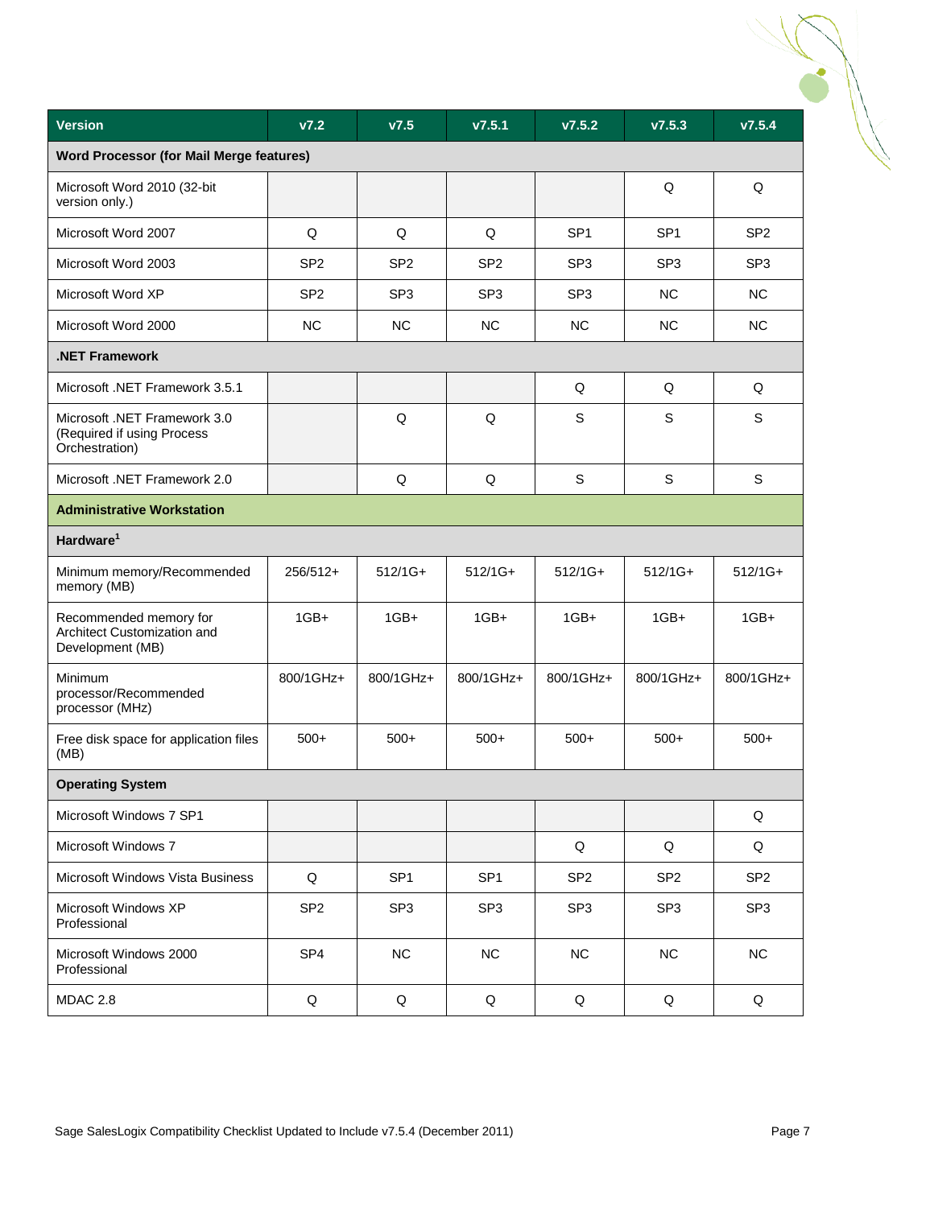| Version | v7.2 | v7.5 | v7.5.1 | v7.5.2 | v7.5.3 | v7.5.4 |
|---|---|---|---|---|---|---|
| **Word Processor (for Mail Merge features)** | | | | | | |
| Microsoft Word 2010 (32-bit version only.) | | | | | Q | Q |
| Microsoft Word 2007 | Q | Q | Q | SP1 | SP1 | SP2 |
| Microsoft Word 2003 | SP2 | SP2 | SP2 | SP3 | SP3 | SP3 |
| Microsoft Word XP | SP2 | SP3 | SP3 | SP3 | NC | NC |
| Microsoft Word 2000 | NC | NC | NC | NC | NC | NC |
| **.NET Framework** | | | | | | |
| Microsoft .NET Framework 3.5.1 | | | | Q | Q | Q |
| Microsoft .NET Framework 3.0 (Required if using Process Orchestration) | | Q | Q | S | S | S |
| Microsoft .NET Framework 2.0 | | Q | Q | S | S | S |
| **Administrative Workstation** | | | | | | |
| **Hardware**[1] | | | | | | |
| Minimum memory/Recommended memory (MB) | 256/512+ | 512/1G+ | 512/1G+ | 512/1G+ | 512/1G+ | 512/1G+ |
| Recommended memory for Architect Customization and Development (MB) | 1GB+ | 1GB+ | 1GB+ | 1GB+ | 1GB+ | 1GB+ |
| Minimum processor/Recommended processor (MHz) | 800/1GHz+ | 800/1GHz+ | 800/1GHz+ | 800/1GHz+ | 800/1GHz+ | 800/1GHz+ |
| Free disk space for application files (MB) | 500+ | 500+ | 500+ | 500+ | 500+ | 500+ |
| **Operating System** | | | | | | |
| Microsoft Windows 7 SP1 | | | | | | Q |
| Microsoft Windows 7 | | | | Q | Q | Q |
| Microsoft Windows Vista Business | Q | SP1 | SP1 | SP2 | SP2 | SP2 |
| Microsoft Windows XP Professional | SP2 | SP3 | SP3 | SP3 | SP3 | SP3 |
| Microsoft Windows 2000 Professional | SP4 | NC | NC | NC | NC | NC |
| MDAC 2.8 | Q | Q | Q | Q | Q | Q |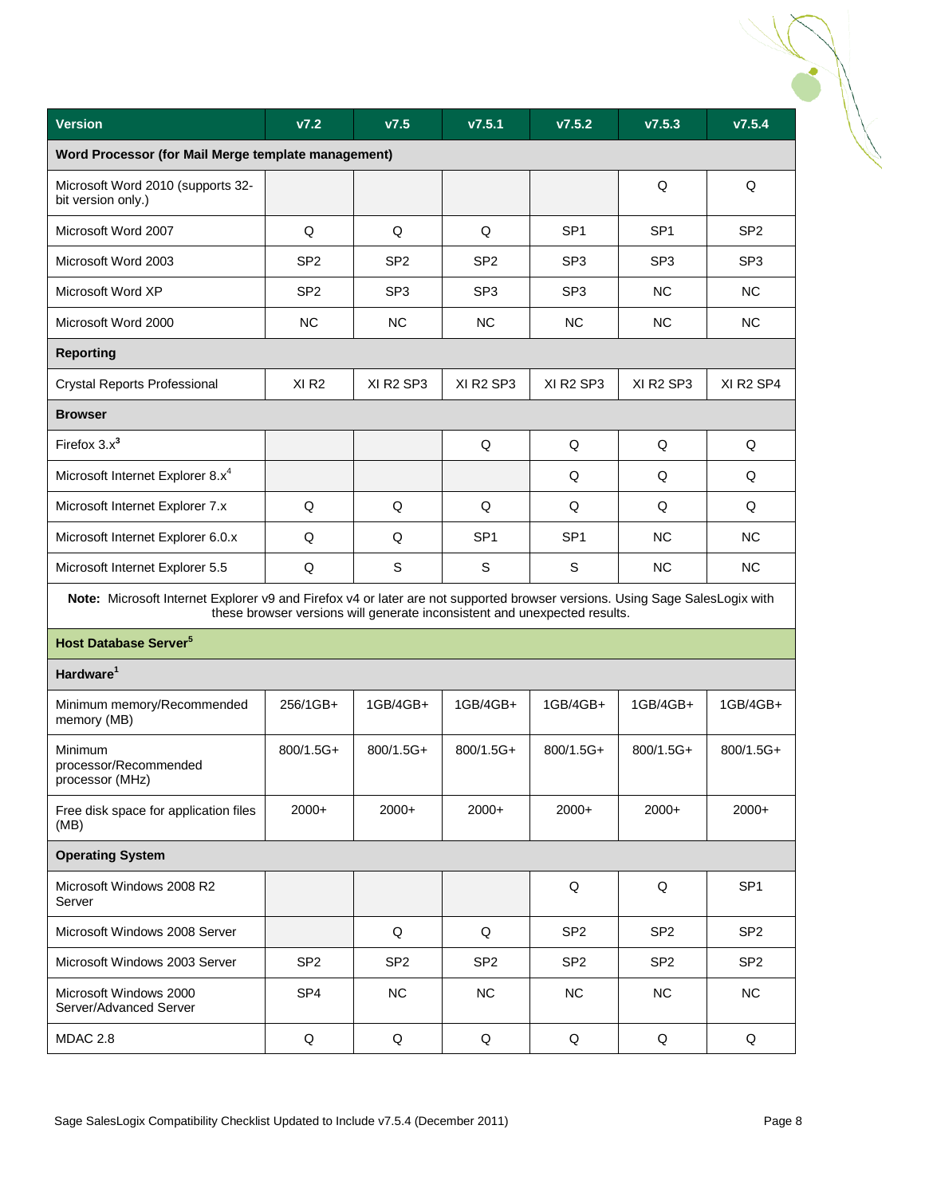| Version | v7.2 | v7.5 | v7.5.1 | v7.5.2 | v7.5.3 | v7.5.4 |
|---|---|---|---|---|---|---|
| **Word Processor (for Mail Merge template management)** | | | | | | |
| Microsoft Word 2010 (supports 32-bit version only.) | | | | | Q | Q |
| Microsoft Word 2007 | Q | Q | Q | SP1 | SP1 | SP2 |
| Microsoft Word 2003 | SP2 | SP2 | SP2 | SP3 | SP3 | SP3 |
| Microsoft Word XP | SP2 | SP3 | SP3 | SP3 | NC | NC |
| Microsoft Word 2000 | NC | NC | NC | NC | NC | NC |
| **Reporting** | | | | | | |
| Crystal Reports Professional | XI R2 | XI R2 SP3 | XI R2 SP3 | XI R2 SP3 | XI R2 SP3 | XI R2 SP4 |
| **Browser** | | | | | | |
| Firefox 3.x[3] | | | Q | Q | Q | Q |
| Microsoft Internet Explorer 8.x[4] | | | | Q | Q | Q |
| Microsoft Internet Explorer 7.x | Q | Q | Q | Q | Q | Q |
| Microsoft Internet Explorer 6.0.x | Q | Q | SP1 | SP1 | NC | NC |
| Microsoft Internet Explorer 5.5 | Q | S | S | S | NC | NC |
| **Note:** Microsoft Internet Explorer v9 and Firefox v4 or later are not supported browser versions. Using Sage SalesLogix with these browser versions will generate inconsistent and unexpected results. | | | | | | |
| **Host Database Server[5]** | | | | | | |
| **Hardware[1]** | | | | | | |
| Minimum memory/Recommended memory (MB) | 256/1GB+ | 1GB/4GB+ | 1GB/4GB+ | 1GB/4GB+ | 1GB/4GB+ | 1GB/4GB+ |
| Minimum processor/Recommended processor (MHz) | 800/1.5G+ | 800/1.5G+ | 800/1.5G+ | 800/1.5G+ | 800/1.5G+ | 800/1.5G+ |
| Free disk space for application files (MB) | 2000+ | 2000+ | 2000+ | 2000+ | 2000+ | 2000+ |
| **Operating System** | | | | | | |
| Microsoft Windows 2008 R2 Server | | | | Q | Q | SP1 |
| Microsoft Windows 2008 Server | | Q | Q | SP2 | SP2 | SP2 |
| Microsoft Windows 2003 Server | SP2 | SP2 | SP2 | SP2 | SP2 | SP2 |
| Microsoft Windows 2000 Server/Advanced Server | SP4 | NC | NC | NC | NC | NC |
| MDAC 2.8 | Q | Q | Q | Q | Q | Q |

Sage SalesLogix Compatibility Checklist Updated to Include v7.5.4 (December 2011)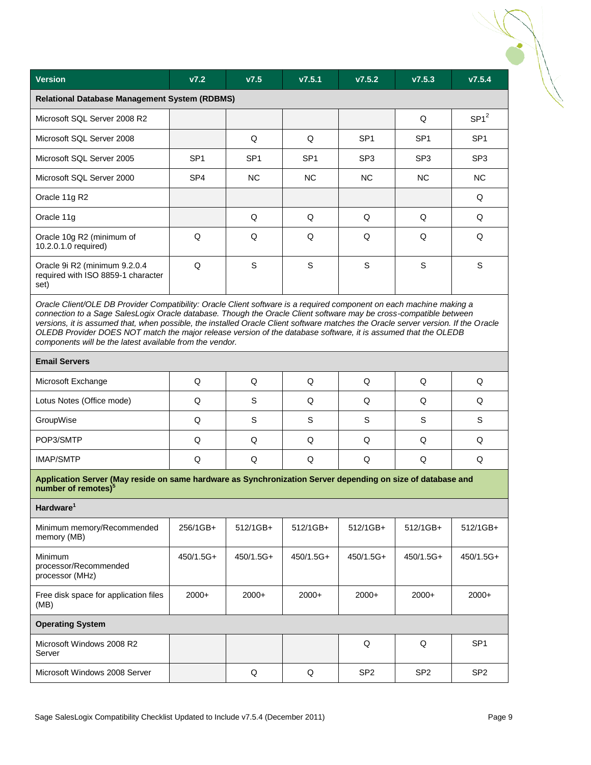| Version | v7.2 | v7.5 | v7.5.1 | v7.5.2 | v7.5.3 | v7.5.4 |
|---|---|---|---|---|---|---|
| **Relational Database Management System (RDBMS)** | | | | | | |
| Microsoft SQL Server 2008 R2 | | | | | Q | SP1[2] |
| Microsoft SQL Server 2008 | | Q | Q | SP1 | SP1 | SP1 |
| Microsoft SQL Server 2005 | SP1 | SP1 | SP1 | SP3 | SP3 | SP3 |
| Microsoft SQL Server 2000 | SP4 | NC | NC | NC | NC | NC |
| Oracle 11g R2 | | | | | | Q |
| Oracle 11g | | Q | Q | Q | Q | Q |
| Oracle 10g R2 (minimum of 10.2.0.1.0 required) | Q | Q | Q | Q | Q | Q |
| Oracle 9i R2 (minimum 9.2.0.4 required with ISO 8859-1 character set) | Q | S | S | S | S | S |
| *Oracle Client/OLE DB Provider Compatibility: Oracle Client software is a required component on each machine making a connection to a Sage SalesLogix Oracle database. Though the Oracle Client software may be cross-compatible between versions, it is assumed that, when possible, the installed Oracle Client software matches the Oracle server version. If the Oracle OLEDB Provider DOES NOT match the major release version of the database software, it is assumed that the OLEDB components will be the latest available from the vendor.* | | | | | | |
| **Email Servers** | | | | | | |
| Microsoft Exchange | Q | Q | Q | Q | Q | Q |
| Lotus Notes (Office mode) | Q | S | Q | Q | Q | Q |
| GroupWise | Q | S | S | S | S | S |
| POP3/SMTP | Q | Q | Q | Q | Q | Q |
| IMAP/SMTP | Q | Q | Q | Q | Q | Q |
| **Application Server (May reside on same hardware as Synchronization Server depending on size of database and number of remotes)[5]** | | | | | | |
| **Hardware[1]** | | | | | | |
| Minimum memory/Recommended memory (MB) | 256/1GB+ | 512/1GB+ | 512/1GB+ | 512/1GB+ | 512/1GB+ | 512/1GB+ |
| Minimum processor/Recommended processor (MHz) | 450/1.5G+ | 450/1.5G+ | 450/1.5G+ | 450/1.5G+ | 450/1.5G+ | 450/1.5G+ |
| Free disk space for application files (MB) | 2000+ | 2000+ | 2000+ | 2000+ | 2000+ | 2000+ |
| **Operating System** | | | | | | |
| Microsoft Windows 2008 R2 Server | | | | Q | Q | SP1 |
| Microsoft Windows 2008 Server | | Q | Q | SP2 | SP2 | SP2 |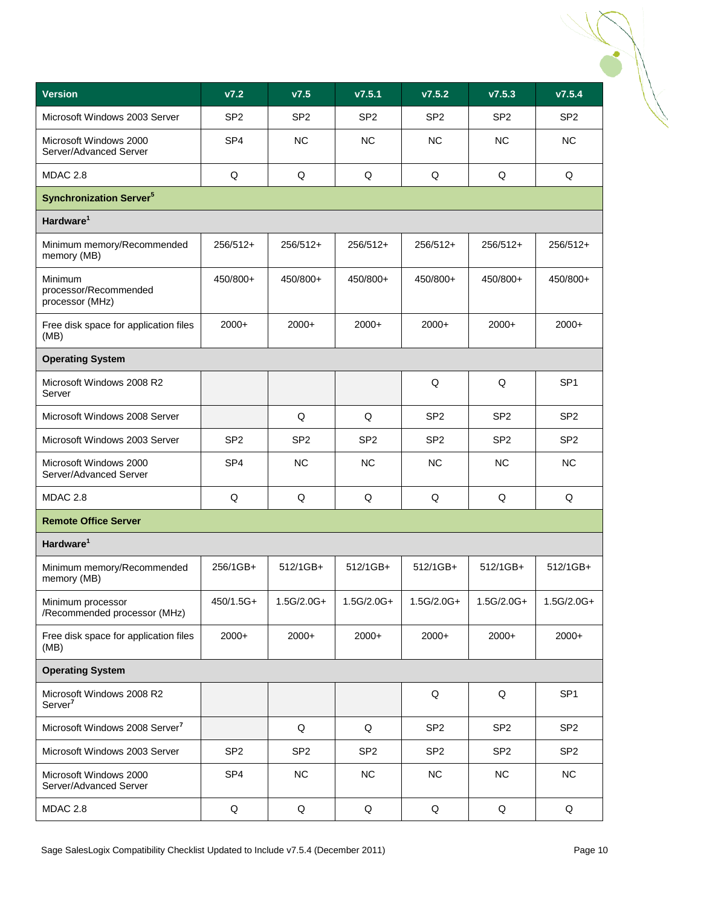| Version | v7.2 | v7.5 | v7.5.1 | v7.5.2 | v7.5.3 | v7.5.4 |
|---|---|---|---|---|---|---|
| Microsoft Windows 2003 Server | SP2 | SP2 | SP2 | SP2 | SP2 | SP2 |
| Microsoft Windows 2000 Server/Advanced Server | SP4 | NC | NC | NC | NC | NC |
| MDAC 2.8 | Q | Q | Q | Q | Q | Q |
| **Synchronization Server[5]** | | | | | | |
| **Hardware[1]** | | | | | | |
| Minimum memory/Recommended memory (MB) | 256/512+ | 256/512+ | 256/512+ | 256/512+ | 256/512+ | 256/512+ |
| Minimum processor/Recommended processor (MHz) | 450/800+ | 450/800+ | 450/800+ | 450/800+ | 450/800+ | 450/800+ |
| Free disk space for application files (MB) | 2000+ | 2000+ | 2000+ | 2000+ | 2000+ | 2000+ |
| **Operating System** | | | | | | |
| Microsoft Windows 2008 R2 Server | | | | Q | Q | SP1 |
| Microsoft Windows 2008 Server | | Q | Q | SP2 | SP2 | SP2 |
| Microsoft Windows 2003 Server | SP2 | SP2 | SP2 | SP2 | SP2 | SP2 |
| Microsoft Windows 2000 Server/Advanced Server | SP4 | NC | NC | NC | NC | NC |
| MDAC 2.8 | Q | Q | Q | Q | Q | Q |
| **Remote Office Server** | | | | | | |
| **Hardware[1]** | | | | | | |
| Minimum memory/Recommended memory (MB) | 256/1GB+ | 512/1GB+ | 512/1GB+ | 512/1GB+ | 512/1GB+ | 512/1GB+ |
| Minimum processor /Recommended processor (MHz) | 450/1.5G+ | 1.5G/2.0G+ | 1.5G/2.0G+ | 1.5G/2.0G+ | 1.5G/2.0G+ | 1.5G/2.0G+ |
| Free disk space for application files (MB) | 2000+ | 2000+ | 2000+ | 2000+ | 2000+ | 2000+ |
| **Operating System** | | | | | | |
| Microsoft Windows 2008 R2 Server[7] | | | | Q | Q | SP1 |
| Microsoft Windows 2008 Server[7] | | Q | Q | SP2 | SP2 | SP2 |
| Microsoft Windows 2003 Server | SP2 | SP2 | SP2 | SP2 | SP2 | SP2 |
| Microsoft Windows 2000 Server/Advanced Server | SP4 | NC | NC | NC | NC | NC |
| MDAC 2.8 | Q | Q | Q | Q | Q | Q |

Sage SalesLogix Compatibility Checklist Updated to Include v7.5.4 (December 2011)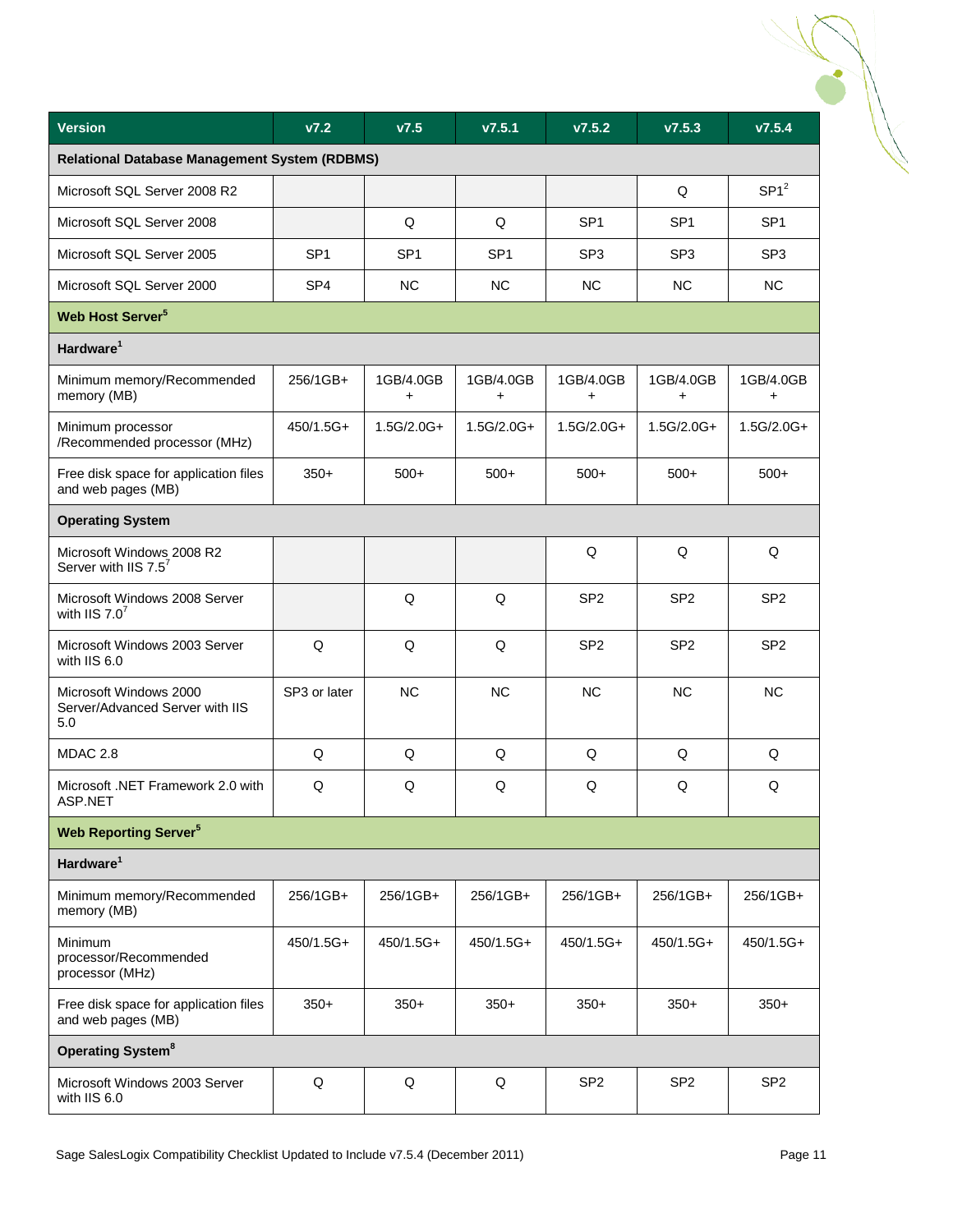| Version | v7.2 | v7.5 | v7.5.1 | v7.5.2 | v7.5.3 | v7.5.4 |
|---|---|---|---|---|---|---|
| **Relational Database Management System (RDBMS)** | | | | | | |
| Microsoft SQL Server 2008 R2 | | | | | Q | SP1[2] |
| Microsoft SQL Server 2008 | | Q | Q | SP1 | SP1 | SP1 |
| Microsoft SQL Server 2005 | SP1 | SP1 | SP1 | SP3 | SP3 | SP3 |
| Microsoft SQL Server 2000 | SP4 | NC | NC | NC | NC | NC |
| **Web Host Server[5]** | | | | | | |
| **Hardware[1]** | | | | | | |
| Minimum memory/Recommended memory (MB) | 256/1GB+ | 1GB/4.0GB + | 1GB/4.0GB + | 1GB/4.0GB + | 1GB/4.0GB + | 1GB/4.0GB + |
| Minimum processor /Recommended processor (MHz) | 450/1.5G+ | 1.5G/2.0G+ | 1.5G/2.0G+ | 1.5G/2.0G+ | 1.5G/2.0G+ | 1.5G/2.0G+ |
| Free disk space for application files and web pages (MB) | 350+ | 500+ | 500+ | 500+ | 500+ | 500+ |
| **Operating System** | | | | | | |
| Microsoft Windows 2008 R2 Server with IIS 7.5[7] | | | | Q | Q | Q |
| Microsoft Windows 2008 Server with IIS 7.0[7] | | Q | Q | SP2 | SP2 | SP2 |
| Microsoft Windows 2003 Server with IIS 6.0 | Q | Q | Q | SP2 | SP2 | SP2 |
| Microsoft Windows 2000 Server/Advanced Server with IIS 5.0 | SP3 or later | NC | NC | NC | NC | NC |
| MDAC 2.8 | Q | Q | Q | Q | Q | Q |
| Microsoft .NET Framework 2.0 with ASP.NET | Q | Q | Q | Q | Q | Q |
| **Web Reporting Server[5]** | | | | | | |
| **Hardware[1]** | | | | | | |
| Minimum memory/Recommended memory (MB) | 256/1GB+ | 256/1GB+ | 256/1GB+ | 256/1GB+ | 256/1GB+ | 256/1GB+ |
| Minimum processor/Recommended processor (MHz) | 450/1.5G+ | 450/1.5G+ | 450/1.5G+ | 450/1.5G+ | 450/1.5G+ | 450/1.5G+ |
| Free disk space for application files and web pages (MB) | 350+ | 350+ | 350+ | 350+ | 350+ | 350+ |
| **Operating System[8]** | | | | | | |
| Microsoft Windows 2003 Server with IIS 6.0 | Q | Q | Q | SP2 | SP2 | SP2 |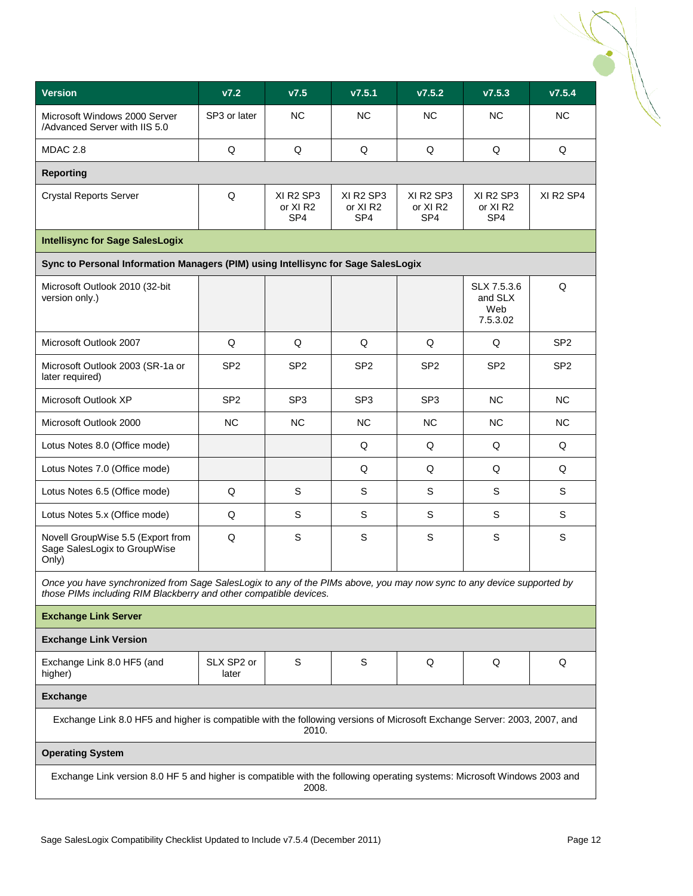| Version | v7.2 | v7.5 | v7.5.1 | v7.5.2 | v7.5.3 | v7.5.4 |
|---|---|---|---|---|---|---|
| Microsoft Windows 2000 Server /Advanced Server with IIS 5.0 | SP3 or later | NC | NC | NC | NC | NC |
| MDAC 2.8 | Q | Q | Q | Q | Q | Q |
| **Reporting** | | | | | | |
| Crystal Reports Server | Q | XI R2 SP3 or XI R2 SP4 | XI R2 SP3 or XI R2 SP4 | XI R2 SP3 or XI R2 SP4 | XI R2 SP3 or XI R2 SP4 | XI R2 SP4 |
| **Intellisync for Sage SalesLogix** | | | | | | |
| **Sync to Personal Information Managers (PIM) using Intellisync for Sage SalesLogix** | | | | | | |
| Microsoft Outlook 2010 (32-bit version only.) | | | | | SLX 7.5.3.6 and SLX Web 7.5.3.02 | Q |
| Microsoft Outlook 2007 | Q | Q | Q | Q | Q | SP2 |
| Microsoft Outlook 2003 (SR-1a or later required) | SP2 | SP2 | SP2 | SP2 | SP2 | SP2 |
| Microsoft Outlook XP | SP2 | SP3 | SP3 | SP3 | NC | NC |
| Microsoft Outlook 2000 | NC | NC | NC | NC | NC | NC |
| Lotus Notes 8.0 (Office mode) | | | Q | Q | Q | Q |
| Lotus Notes 7.0 (Office mode) | | | Q | Q | Q | Q |
| Lotus Notes 6.5 (Office mode) | Q | S | S | S | S | S |
| Lotus Notes 5.x (Office mode) | Q | S | S | S | S | S |
| Novell GroupWise 5.5 (Export from Sage SalesLogix to GroupWise Only) | Q | S | S | S | S | S |
| *Once you have synchronized from Sage SalesLogix to any of the PIMs above, you may now sync to any device supported by those PIMs including RIM Blackberry and other compatible devices.* | | | | | | |
| **Exchange Link Server** | | | | | | |
| **Exchange Link Version** | | | | | | |
| Exchange Link 8.0 HF5 (and higher) | SLX SP2 or later | S | S | Q | Q | Q |
| **Exchange** | | | | | | |
| Exchange Link 8.0 HF5 and higher is compatible with the following versions of Microsoft Exchange Server: 2003, 2007, and 2010. | | | | | | |
| **Operating System** | | | | | | |
| Exchange Link version 8.0 HF 5 and higher is compatible with the following operating systems: Microsoft Windows 2003 and 2008. | | | | | | |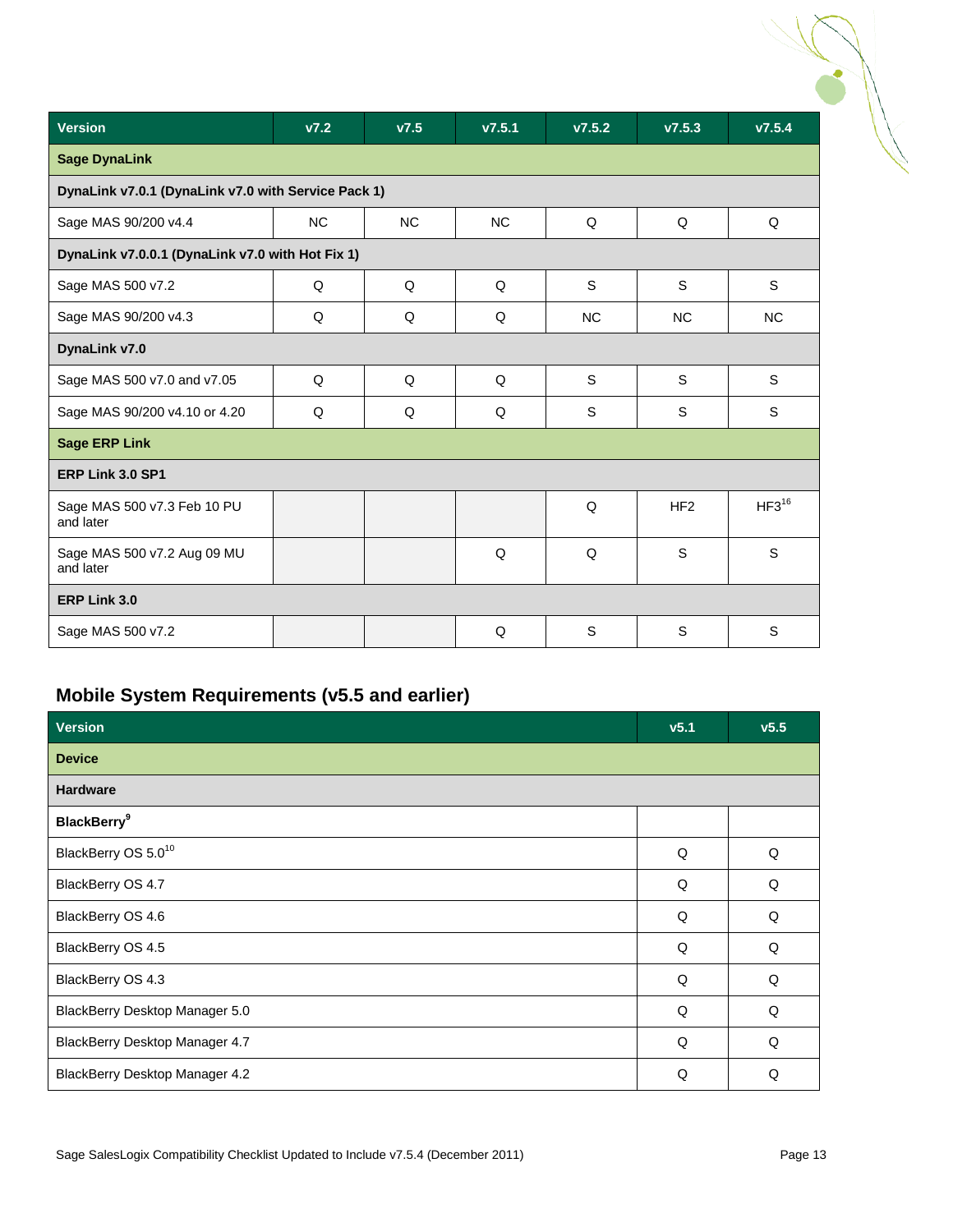| Version | v7.2 | v7.5 | v7.5.1 | v7.5.2 | v7.5.3 | v7.5.4 |
|---|---|---|---|---|---|---|
| **Sage DynaLink** | | | | | | |
| **DynaLink v7.0.1 (DynaLink v7.0 with Service Pack 1)** | | | | | | |
| Sage MAS 90/200 v4.4 | NC | NC | NC | Q | Q | Q |
| **DynaLink v7.0.0.1 (DynaLink v7.0 with Hot Fix 1)** | | | | | | |
| Sage MAS 500 v7.2 | Q | Q | Q | S | S | S |
| Sage MAS 90/200 v4.3 | Q | Q | Q | NC | NC | NC |
| **DynaLink v7.0** | | | | | | |
| Sage MAS 500 v7.0 and v7.05 | Q | Q | Q | S | S | S |
| Sage MAS 90/200 v4.10 or 4.20 | Q | Q | Q | S | S | S |
| **Sage ERP Link** | | | | | | |
| **ERP Link 3.0 SP1** | | | | | | |
| Sage MAS 500 v7.3 Feb 10 PU and later | | | | Q | HF2 | HF3[16] |
| Sage MAS 500 v7.2 Aug 09 MU and later | | | Q | Q | S | S |
| **ERP Link 3.0** | | | | | | |
| Sage MAS 500 v7.2 | | | Q | S | S | S |

## Mobile System Requirements (v5.5 and earlier)

| Version | v5.1 | v5.5 |
|---|---|---|
| **Device** | | |
| **Hardware** | | |
| **BlackBerry**[9] | | |
| BlackBerry OS 5.0[10] | Q | Q |
| BlackBerry OS 4.7 | Q | Q |
| BlackBerry OS 4.6 | Q | Q |
| BlackBerry OS 4.5 | Q | Q |
| BlackBerry OS 4.3 | Q | Q |
| BlackBerry Desktop Manager 5.0 | Q | Q |
| BlackBerry Desktop Manager 4.7 | Q | Q |
| BlackBerry Desktop Manager 4.2 | Q | Q |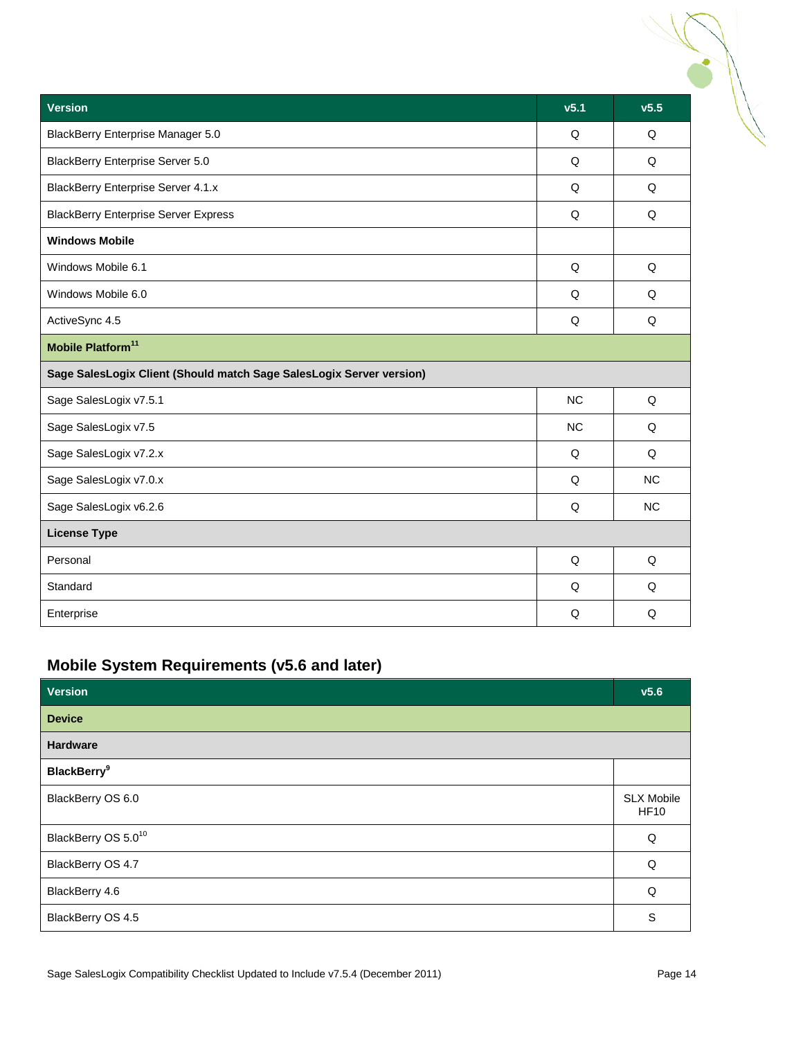| Version | v5.1 | v5.5 |
|---|---|---|
| BlackBerry Enterprise Manager 5.0 | Q | Q |
| BlackBerry Enterprise Server 5.0 | Q | Q |
| BlackBerry Enterprise Server 4.1.x | Q | Q |
| BlackBerry Enterprise Server Express | Q | Q |
| **Windows Mobile** | | |
| Windows Mobile 6.1 | Q | Q |
| Windows Mobile 6.0 | Q | Q |
| ActiveSync 4.5 | Q | Q |
| **Mobile Platform[11]** | | |
| **Sage SalesLogix Client (Should match Sage SalesLogix Server version)** | | |
| Sage SalesLogix v7.5.1 | NC | Q |
| Sage SalesLogix v7.5 | NC | Q |
| Sage SalesLogix v7.2.x | Q | Q |
| Sage SalesLogix v7.0.x | Q | NC |
| Sage SalesLogix v6.2.6 | Q | NC |
| **License Type** | | |
| Personal | Q | Q |
| Standard | Q | Q |
| Enterprise | Q | Q |

## Mobile System Requirements (v5.6 and later)

| Version | v5.6 |
|---|---|
| **Device** | |
| **Hardware** | |
| **BlackBerry[9]** | |
| BlackBerry OS 6.0 | SLX Mobile HF10 |
| BlackBerry OS 5.0[10] | Q |
| BlackBerry OS 4.7 | Q |
| BlackBerry 4.6 | Q |
| BlackBerry OS 4.5 | S |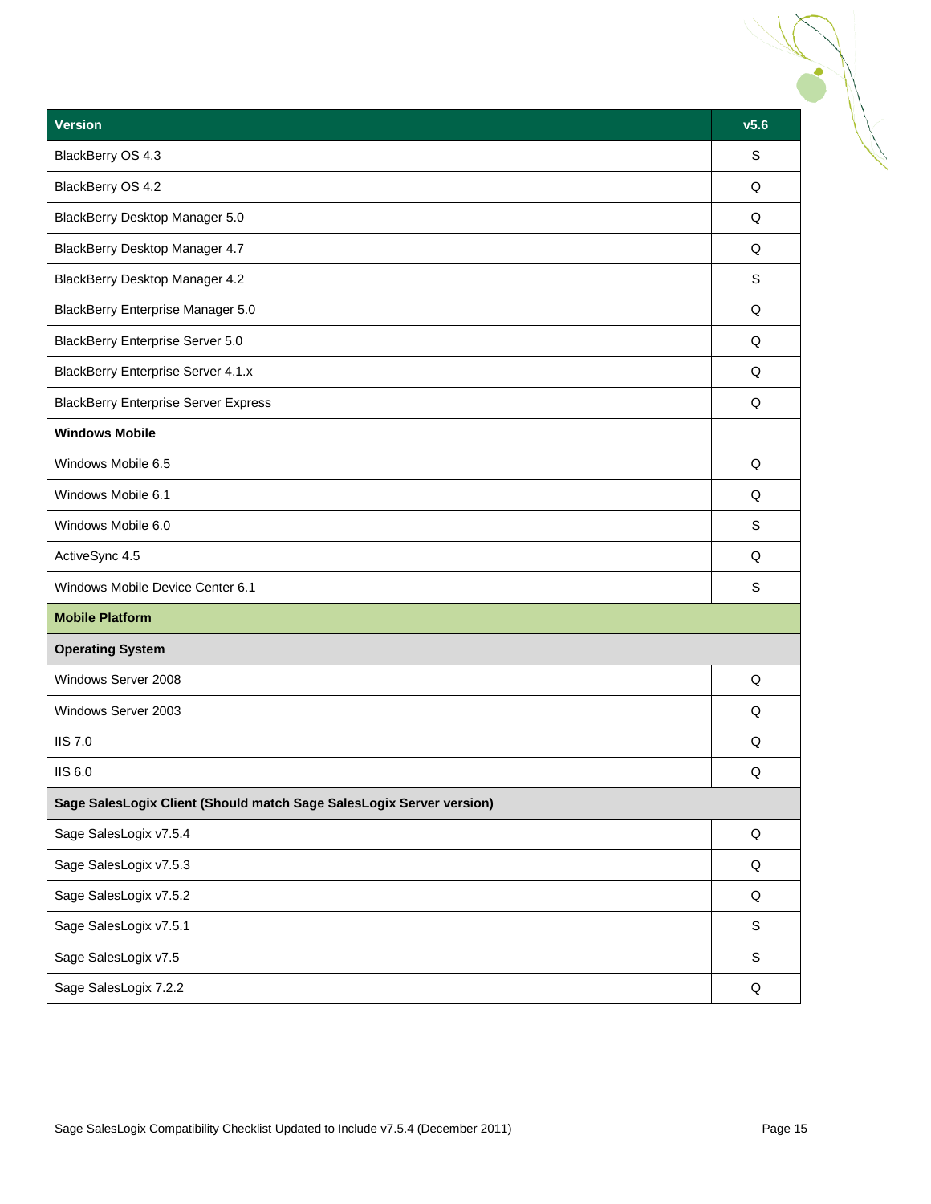| Version | v5.6 |
| --- | --- |
| BlackBerry OS 4.3 | S |
| BlackBerry OS 4.2 | Q |
| BlackBerry Desktop Manager 5.0 | Q |
| BlackBerry Desktop Manager 4.7 | Q |
| BlackBerry Desktop Manager 4.2 | S |
| BlackBerry Enterprise Manager 5.0 | Q |
| BlackBerry Enterprise Server 5.0 | Q |
| BlackBerry Enterprise Server 4.1.x | Q |
| BlackBerry Enterprise Server Express | Q |
| **Windows Mobile** | |
| Windows Mobile 6.5 | Q |
| Windows Mobile 6.1 | Q |
| Windows Mobile 6.0 | S |
| ActiveSync 4.5 | Q |
| Windows Mobile Device Center 6.1 | S |
| **Mobile Platform** | |
| **Operating System** | |
| Windows Server 2008 | Q |
| Windows Server 2003 | Q |
| IIS 7.0 | Q |
| IIS 6.0 | Q |
| **Sage SalesLogix Client (Should match Sage SalesLogix Server version)** | |
| Sage SalesLogix v7.5.4 | Q |
| Sage SalesLogix v7.5.3 | Q |
| Sage SalesLogix v7.5.2 | Q |
| Sage SalesLogix v7.5.1 | S |
| Sage SalesLogix v7.5 | S |
| Sage SalesLogix 7.2.2 | Q |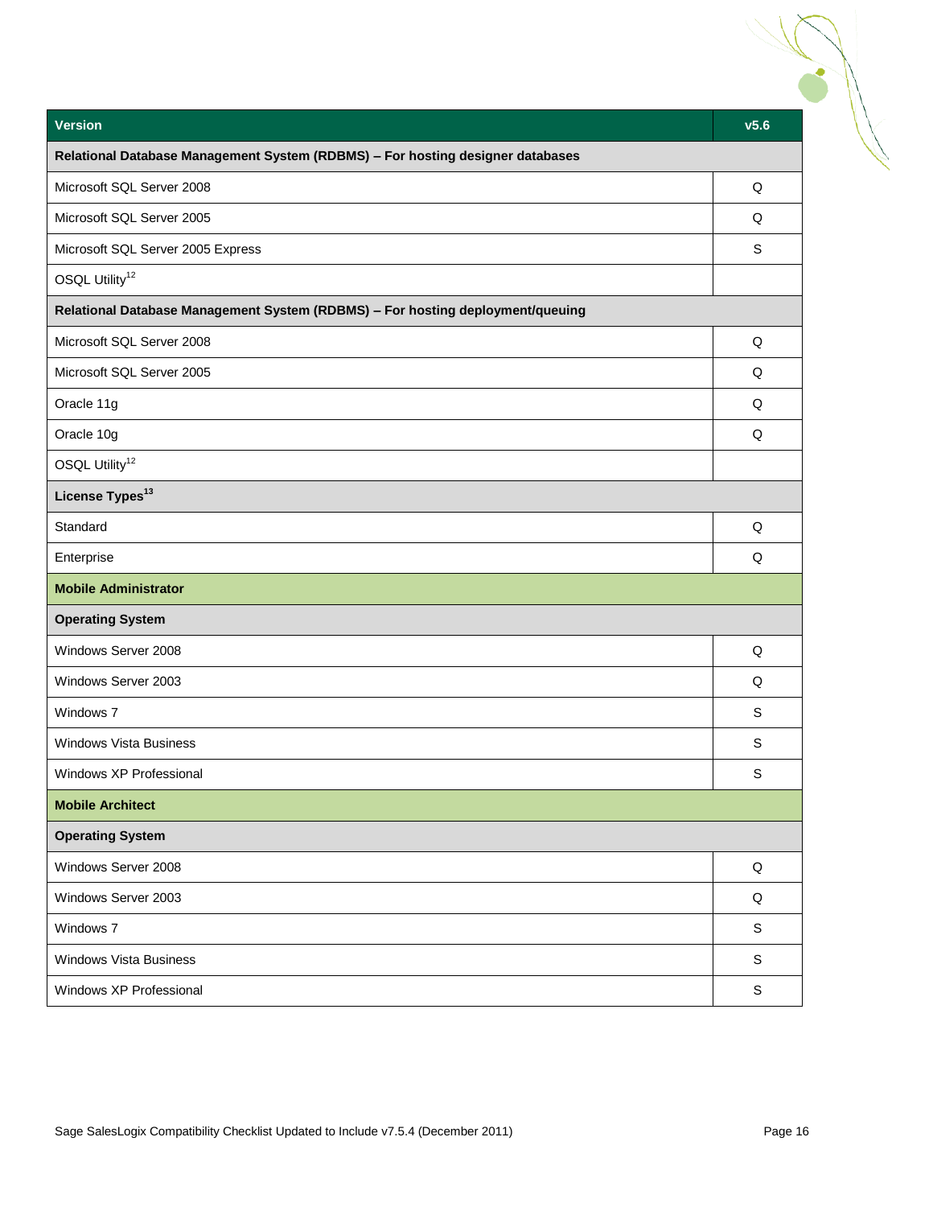| Version | v5.6 |
| --- | --- |
| **Relational Database Management System (RDBMS) – For hosting designer databases** | |
| Microsoft SQL Server 2008 | Q |
| Microsoft SQL Server 2005 | Q |
| Microsoft SQL Server 2005 Express | S |
| OSQL Utility[12] | |
| **Relational Database Management System (RDBMS) – For hosting deployment/queuing** | |
| Microsoft SQL Server 2008 | Q |
| Microsoft SQL Server 2005 | Q |
| Oracle 11g | Q |
| Oracle 10g | Q |
| OSQL Utility[12] | |
| **License Types[13]** | |
| Standard | Q |
| Enterprise | Q |
| **Mobile Administrator** | |
| **Operating System** | |
| Windows Server 2008 | Q |
| Windows Server 2003 | Q |
| Windows 7 | S |
| Windows Vista Business | S |
| Windows XP Professional | S |
| **Mobile Architect** | |
| **Operating System** | |
| Windows Server 2008 | Q |
| Windows Server 2003 | Q |
| Windows 7 | S |
| Windows Vista Business | S |
| Windows XP Professional | S |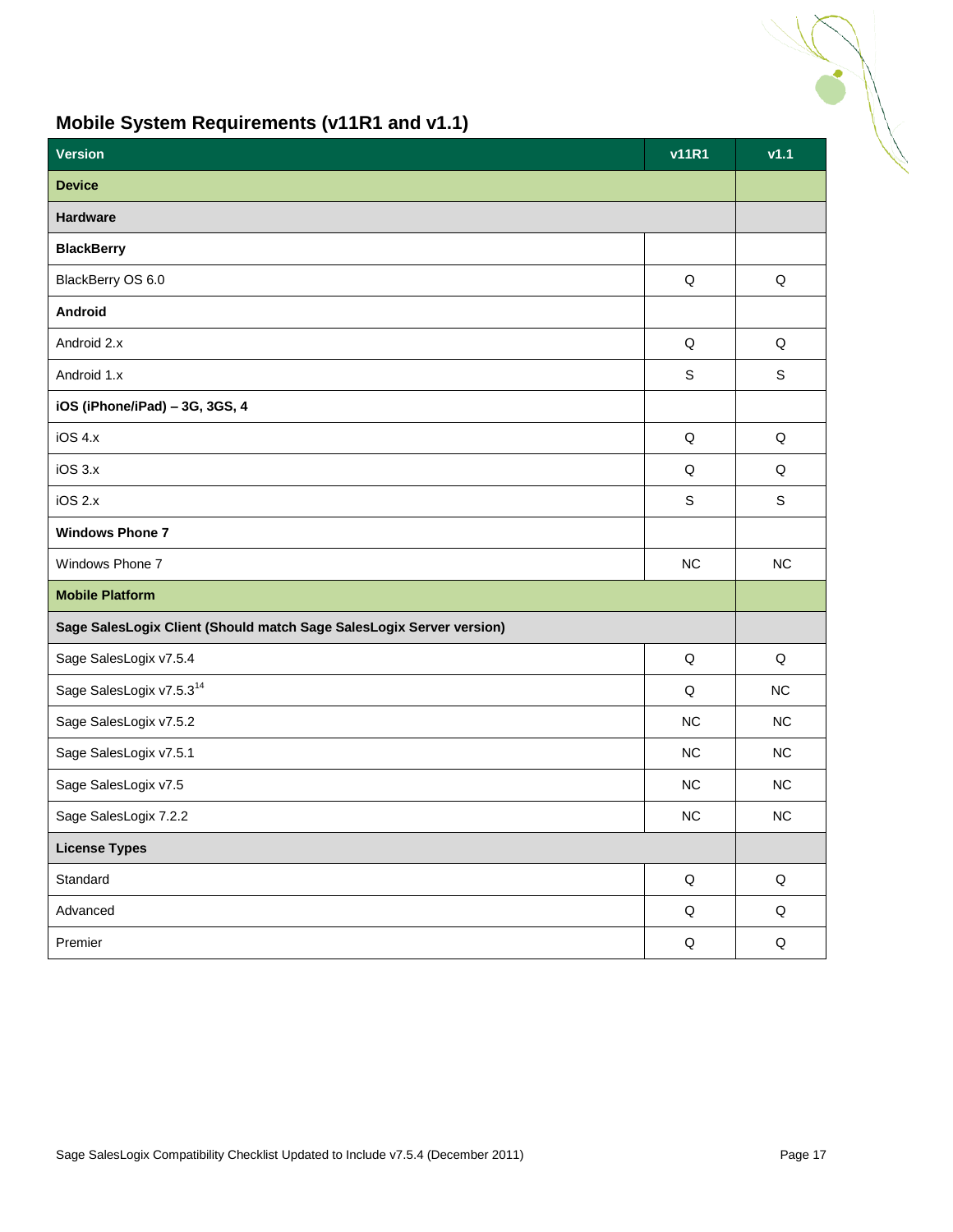## Mobile System Requirements (v11R1 and v1.1)

| Version | v11R1 | v1.1 |
|---|---|---|
| **Device** | | |
| **Hardware** | | |
| **BlackBerry** | | |
| BlackBerry OS 6.0 | Q | Q |
| **Android** | | |
| Android 2.x | Q | Q |
| Android 1.x | S | S |
| **iOS (iPhone/iPad) – 3G, 3GS, 4** | | |
| iOS 4.x | Q | Q |
| iOS 3.x | Q | Q |
| iOS 2.x | S | S |
| **Windows Phone 7** | | |
| Windows Phone 7 | NC | NC |
| **Mobile Platform** | | |
| **Sage SalesLogix Client (Should match Sage SalesLogix Server version)** | | |
| Sage SalesLogix v7.5.4 | Q | Q |
| Sage SalesLogix v7.5.3[14] | Q | NC |
| Sage SalesLogix v7.5.2 | NC | NC |
| Sage SalesLogix v7.5.1 | NC | NC |
| Sage SalesLogix v7.5 | NC | NC |
| Sage SalesLogix 7.2.2 | NC | NC |
| **License Types** | | |
| Standard | Q | Q |
| Advanced | Q | Q |
| Premier | Q | Q |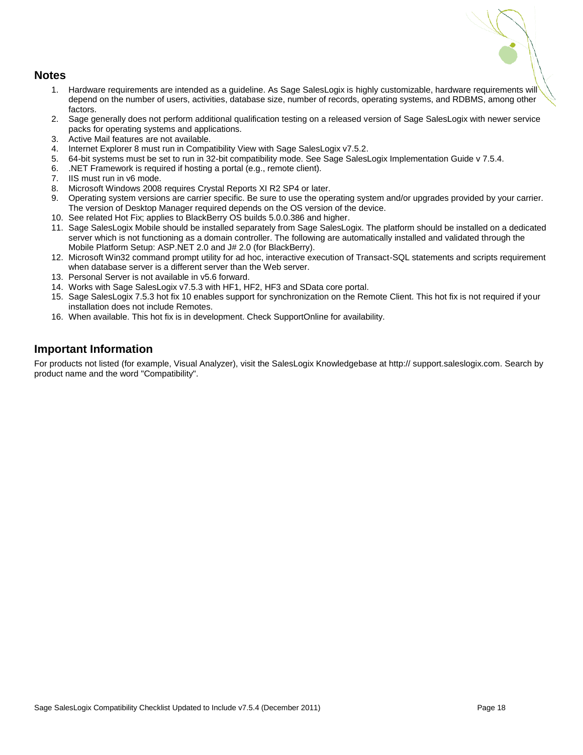## Notes

1. Hardware requirements are intended as a guideline. As Sage SalesLogix is highly customizable, hardware requirements will depend on the number of users, activities, database size, number of records, operating systems, and RDBMS, among other factors.
2. Sage generally does not perform additional qualification testing on a released version of Sage SalesLogix with newer service packs for operating systems and applications.
3. Active Mail features are not available.
4. Internet Explorer 8 must run in Compatibility View with Sage SalesLogix v7.5.2.
5. 64-bit systems must be set to run in 32-bit compatibility mode. See Sage SalesLogix Implementation Guide v 7.5.4.
6. .NET Framework is required if hosting a portal (e.g., remote client).
7. IIS must run in v6 mode.
8. Microsoft Windows 2008 requires Crystal Reports XI R2 SP4 or later.
9. Operating system versions are carrier specific. Be sure to use the operating system and/or upgrades provided by your carrier. The version of Desktop Manager required depends on the OS version of the device.
10. See related Hot Fix; applies to BlackBerry OS builds 5.0.0.386 and higher.
11. Sage SalesLogix Mobile should be installed separately from Sage SalesLogix. The platform should be installed on a dedicated server which is not functioning as a domain controller. The following are automatically installed and validated through the Mobile Platform Setup: ASP.NET 2.0 and J# 2.0 (for BlackBerry).
12. Microsoft Win32 command prompt utility for ad hoc, interactive execution of Transact-SQL statements and scripts requirement when database server is a different server than the Web server.
13. Personal Server is not available in v5.6 forward.
14. Works with Sage SalesLogix v7.5.3 with HF1, HF2, HF3 and SData core portal.
15. Sage SalesLogix 7.5.3 hot fix 10 enables support for synchronization on the Remote Client. This hot fix is not required if your installation does not include Remotes.
16. When available. This hot fix is in development. Check SupportOnline for availability.

## Important Information

For products not listed (for example, Visual Analyzer), visit the SalesLogix Knowledgebase at http:// support.saleslogix.com. Search by product name and the word "Compatibility".